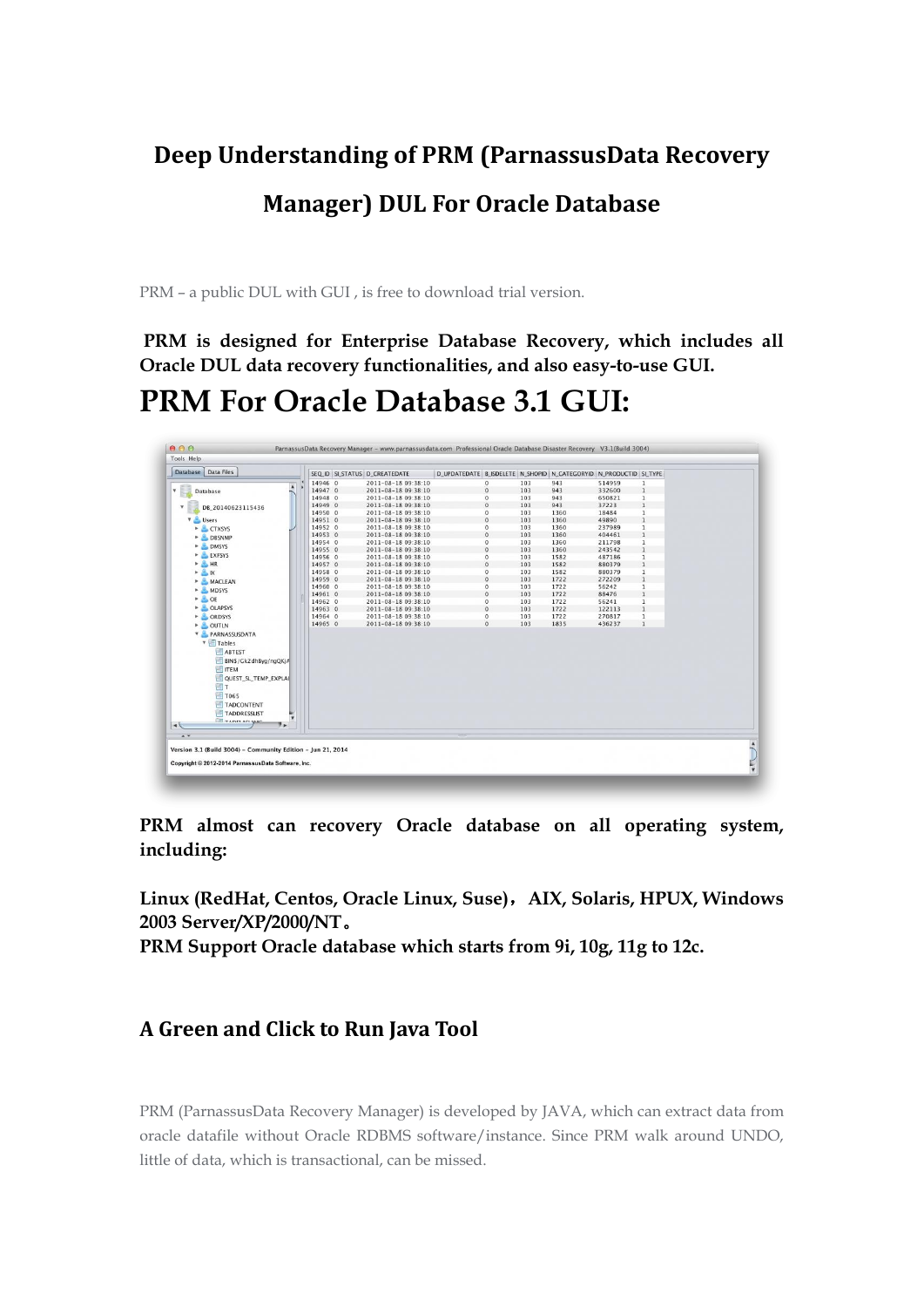# Deep Understanding of PRM (ParnassusData Recovery Manager) DUL For Oracle Database

PRM – a public DUL with GUI , is free to download trial version.

**PRM is designed for Enterprise Database Recovery, which includes all Oracle DUL data recovery functionalities, and also easy-to-use GUI.**

# PRM For Oracle Database 3.1 GUI:

**PRM almost can recovery Oracle database on all operating system, including:**

**Linux (RedHat, Centos, Oracle Linux, Suse)，AIX, Solaris, HPUX, Windows 2003 Server/XP/2000/NT。**

**PRM Support Oracle database which starts from 9i, 10g, 11g to 12c.**

## A Green and Click to Run Java Tool

PRM (ParnassusData Recovery Manager) is developed by JAVA, which can extract data from oracle datafile without Oracle RDBMS software/instance. Since PRM walk around UNDO, little of data, which is transactional, can be missed.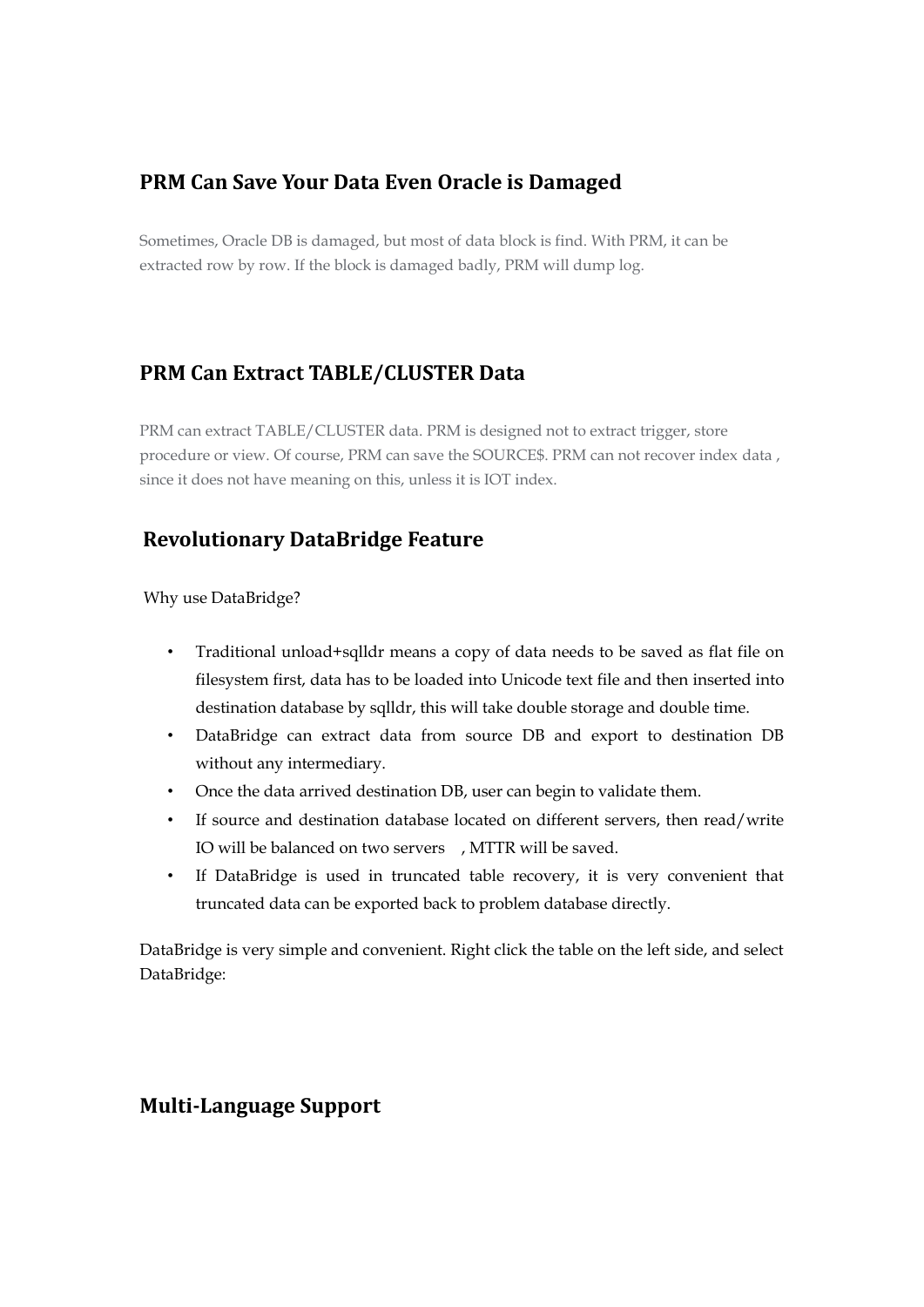## PRM Can Save Your Data Even Oracle is Damaged

Sometimes, Oracle DB is damaged, but most of data block is find. With PRM, it can be extracted row by row. If the block is damaged badly, PRM will dump log.

## PRM Can Extract TABLE/CLUSTER Data

PRM can extract TABLE/CLUSTER data. PRM is designed not to extract trigger, store procedure or view. Of course, PRM can save the SOURCE$. PRM can not recover index data , since it does not have meaning on this, unless it is IOT index.

## Revolutionary DataBridge Feature

Why use DataBridge?

- Traditional unload+sqlldr means a copy of data needs to be saved as flat file on filesystem first, data has to be loaded into Unicode text file and then inserted into destination database by sqlldr, this will take double storage and double time.
- DataBridge can extract data from source DB and export to destination DB without any intermediary.
- Once the data arrived destination DB, user can begin to validate them.
- If source and destination database located on different servers, then read/write IO will be balanced on two servers , MTTR will be saved.
- If DataBridge is used in truncated table recovery, it is very convenient that truncated data can be exported back to problem database directly.

DataBridge is very simple and convenient. Right click the table on the left side, and select DataBridge:

## Multi-Language Support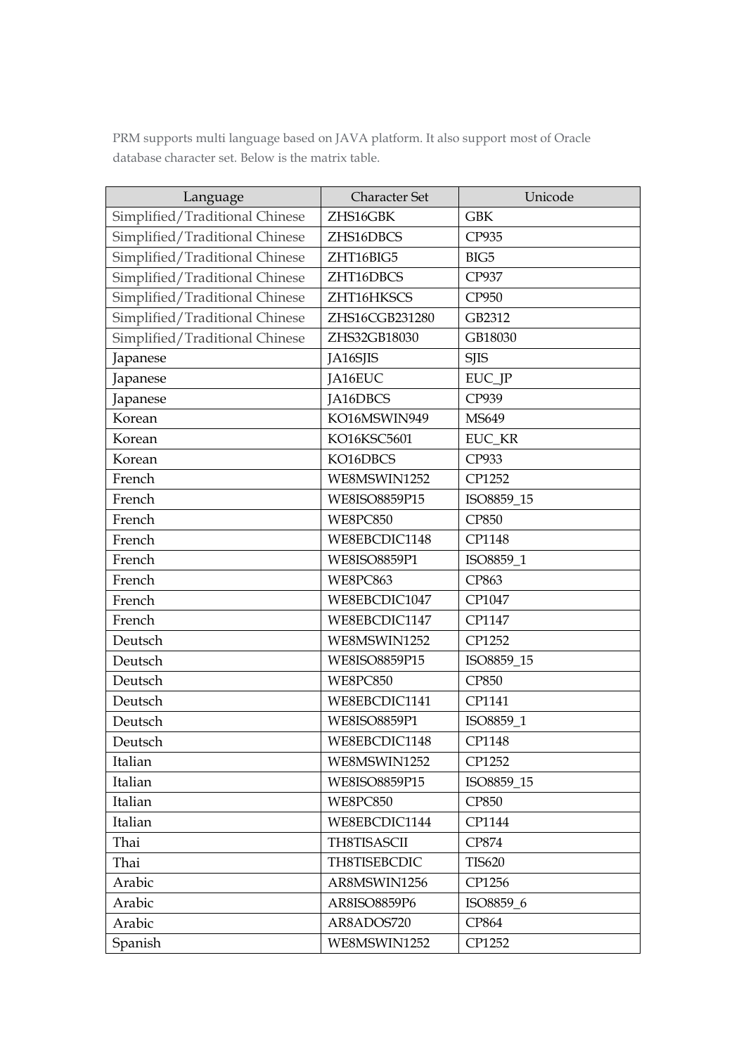PRM supports multi language based on JAVA platform. It also support most of Oracle database character set. Below is the matrix table.

| Language | Character Set | Unicode |
|---|---|---|
| Simplified/Traditional Chinese | ZHS16GBK | GBK |
| Simplified/Traditional Chinese | ZHS16DBCS | CP935 |
| Simplified/Traditional Chinese | ZHT16BIG5 | BIG5 |
| Simplified/Traditional Chinese | ZHT16DBCS | CP937 |
| Simplified/Traditional Chinese | ZHT16HKSCS | CP950 |
| Simplified/Traditional Chinese | ZHS16CGB231280 | GB2312 |
| Simplified/Traditional Chinese | ZHS32GB18030 | GB18030 |
| Japanese | JA16SJIS | SJIS |
| Japanese | JA16EUC | EUC_JP |
| Japanese | JA16DBCS | CP939 |
| Korean | KO16MSWIN949 | MS649 |
| Korean | KO16KSC5601 | EUC_KR |
| Korean | KO16DBCS | CP933 |
| French | WE8MSWIN1252 | CP1252 |
| French | WE8ISO8859P15 | ISO8859_15 |
| French | WE8PC850 | CP850 |
| French | WE8EBCDIC1148 | CP1148 |
| French | WE8ISO8859P1 | ISO8859_1 |
| French | WE8PC863 | CP863 |
| French | WE8EBCDIC1047 | CP1047 |
| French | WE8EBCDIC1147 | CP1147 |
| Deutsch | WE8MSWIN1252 | CP1252 |
| Deutsch | WE8ISO8859P15 | ISO8859_15 |
| Deutsch | WE8PC850 | CP850 |
| Deutsch | WE8EBCDIC1141 | CP1141 |
| Deutsch | WE8ISO8859P1 | ISO8859_1 |
| Deutsch | WE8EBCDIC1148 | CP1148 |
| Italian | WE8MSWIN1252 | CP1252 |
| Italian | WE8ISO8859P15 | ISO8859_15 |
| Italian | WE8PC850 | CP850 |
| Italian | WE8EBCDIC1144 | CP1144 |
| Thai | TH8TISASCII | CP874 |
| Thai | TH8TISEBCDIC | TIS620 |
| Arabic | AR8MSWIN1256 | CP1256 |
| Arabic | AR8ISO8859P6 | ISO8859_6 |
| Arabic | AR8ADOS720 | CP864 |
| Spanish | WE8MSWIN1252 | CP1252 |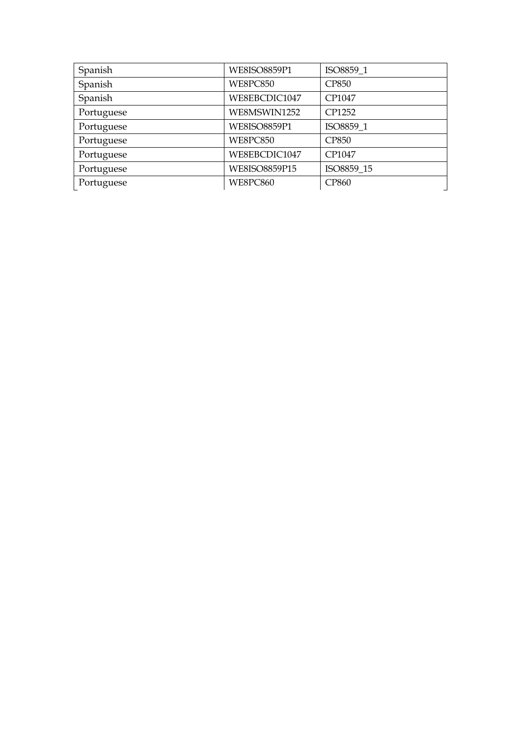| | | |
|---|---|---|
| Spanish | WE8ISO8859P1 | ISO8859_1 |
| Spanish | WE8PC850 | CP850 |
| Spanish | WE8EBCDIC1047 | CP1047 |
| Portuguese | WE8MSWIN1252 | CP1252 |
| Portuguese | WE8ISO8859P1 | ISO8859_1 |
| Portuguese | WE8PC850 | CP850 |
| Portuguese | WE8EBCDIC1047 | CP1047 |
| Portuguese | WE8ISO8859P15 | ISO8859_15 |
| Portuguese | WE8PC860 | CP860 |